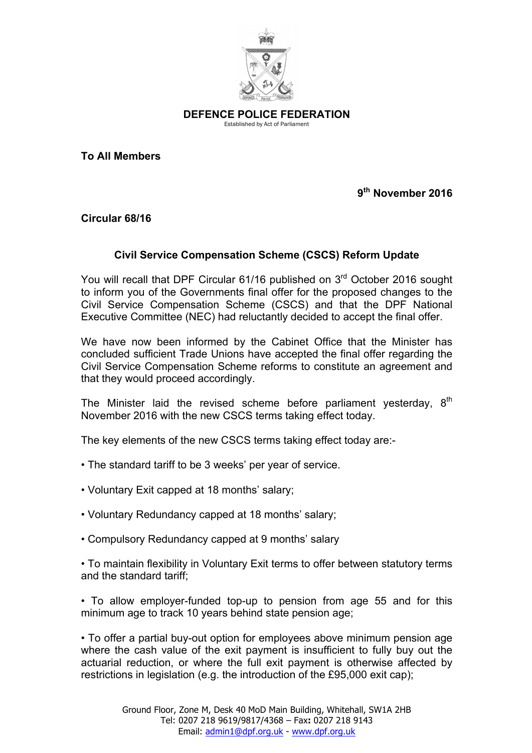**DEFENCE POLICE FEDERATION**
Established by Act of Parliament

**To All Members**

**9th November 2016**

**Circular 68/16**

**Civil Service Compensation Scheme (CSCS) Reform Update**

You will recall that DPF Circular 61/16 published on 3rd October 2016 sought to inform you of the Governments final offer for the proposed changes to the Civil Service Compensation Scheme (CSCS) and that the DPF National Executive Committee (NEC) had reluctantly decided to accept the final offer.

We have now been informed by the Cabinet Office that the Minister has concluded sufficient Trade Unions have accepted the final offer regarding the Civil Service Compensation Scheme reforms to constitute an agreement and that they would proceed accordingly.

The Minister laid the revised scheme before parliament yesterday, 8th November 2016 with the new CSCS terms taking effect today.

The key elements of the new CSCS terms taking effect today are:-

- The standard tariff to be 3 weeks' per year of service.
- Voluntary Exit capped at 18 months' salary;
- Voluntary Redundancy capped at 18 months' salary;
- Compulsory Redundancy capped at 9 months' salary
- To maintain flexibility in Voluntary Exit terms to offer between statutory terms and the standard tariff;
- To allow employer-funded top-up to pension from age 55 and for this minimum age to track 10 years behind state pension age;
- To offer a partial buy-out option for employees above minimum pension age where the cash value of the exit payment is insufficient to fully buy out the actuarial reduction, or where the full exit payment is otherwise affected by restrictions in legislation (e.g. the introduction of the £95,000 exit cap);

Ground Floor, Zone M, Desk 40 MoD Main Building, Whitehall, SW1A 2HB
Tel: 0207 218 9619/9817/4368 – Fax: 0207 218 9143
Email: admin1@dpf.org.uk - www.dpf.org.uk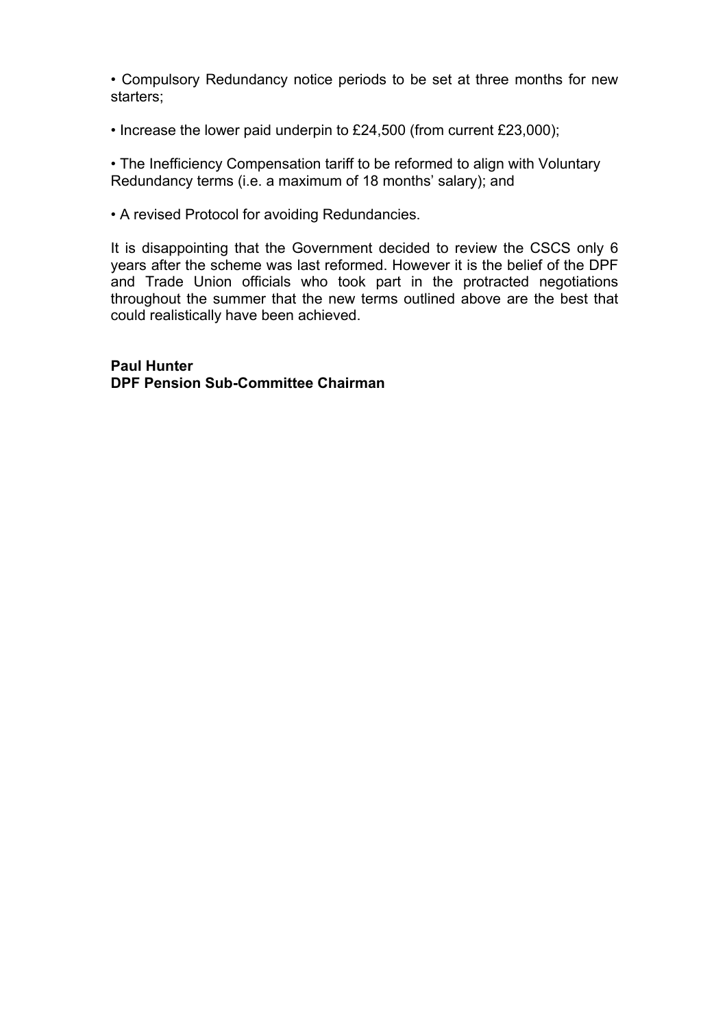- Compulsory Redundancy notice periods to be set at three months for new starters;

- Increase the lower paid underpin to £24,500 (from current £23,000);

- The Inefficiency Compensation tariff to be reformed to align with Voluntary Redundancy terms (i.e. a maximum of 18 months' salary); and

- A revised Protocol for avoiding Redundancies.

It is disappointing that the Government decided to review the CSCS only 6 years after the scheme was last reformed. However it is the belief of the DPF and Trade Union officials who took part in the protracted negotiations throughout the summer that the new terms outlined above are the best that could realistically have been achieved.

**Paul Hunter**
**DPF Pension Sub-Committee Chairman**